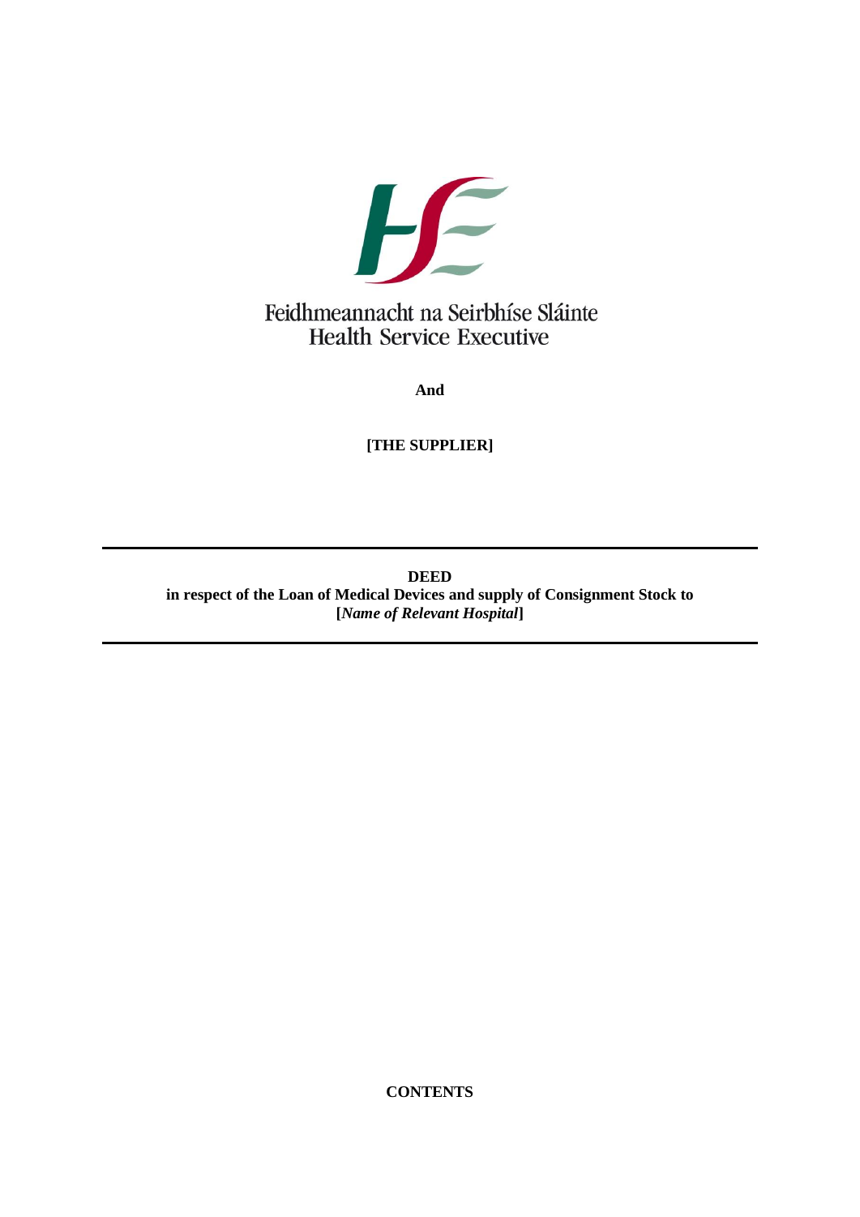Feidhmeannacht na Seirbhíse Sláinte
Health Service Executive

**And**

**[THE SUPPLIER]**

---

**DEED**
**in respect of the Loan of Medical Devices and supply of Consignment Stock to**
**[*Name of Relevant Hospital*]**

---

**CONTENTS**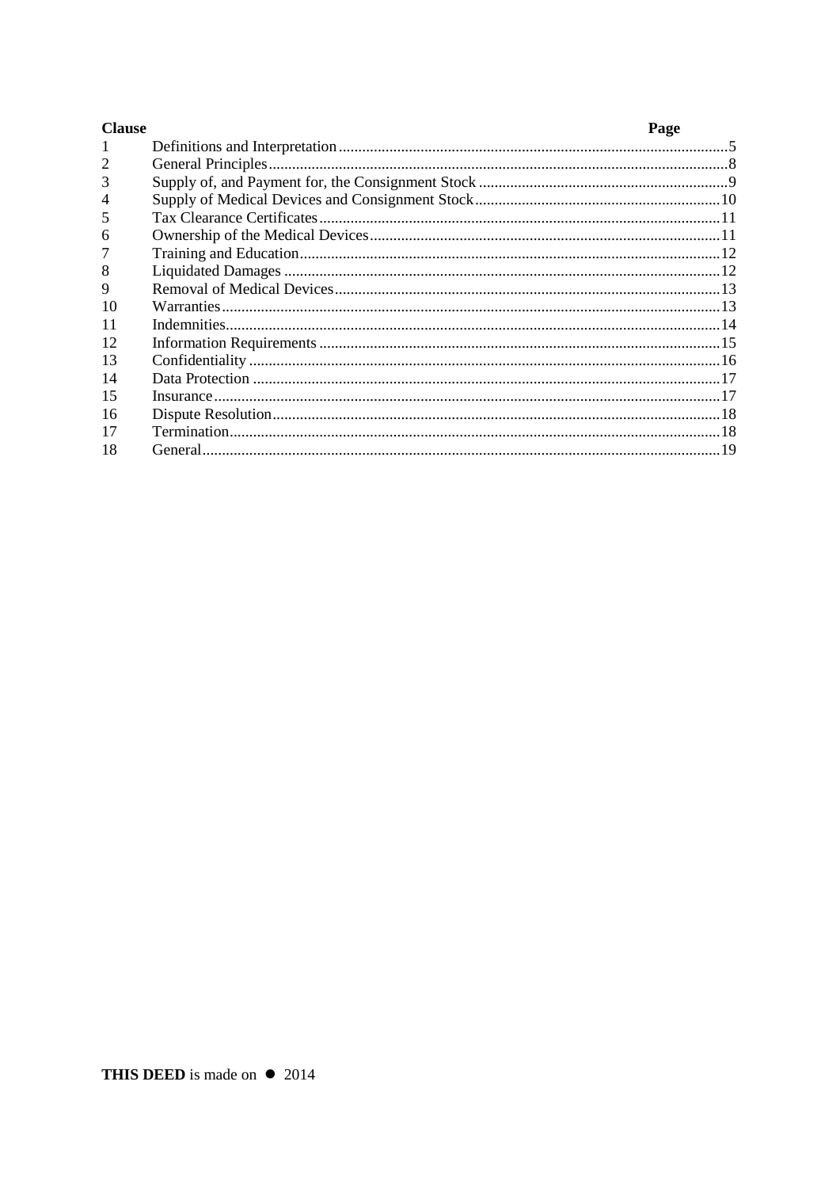| Clause | | Page |
|---|---|---|
| 1 | Definitions and Interpretation | 5 |
| 2 | General Principles | 8 |
| 3 | Supply of, and Payment for, the Consignment Stock | 9 |
| 4 | Supply of Medical Devices and Consignment Stock | 10 |
| 5 | Tax Clearance Certificates | 11 |
| 6 | Ownership of the Medical Devices | 11 |
| 7 | Training and Education | 12 |
| 8 | Liquidated Damages | 12 |
| 9 | Removal of Medical Devices | 13 |
| 10 | Warranties | 13 |
| 11 | Indemnities | 14 |
| 12 | Information Requirements | 15 |
| 13 | Confidentiality | 16 |
| 14 | Data Protection | 17 |
| 15 | Insurance | 17 |
| 16 | Dispute Resolution | 18 |
| 17 | Termination | 18 |
| 18 | General | 19 |

**THIS DEED** is made on ● 2014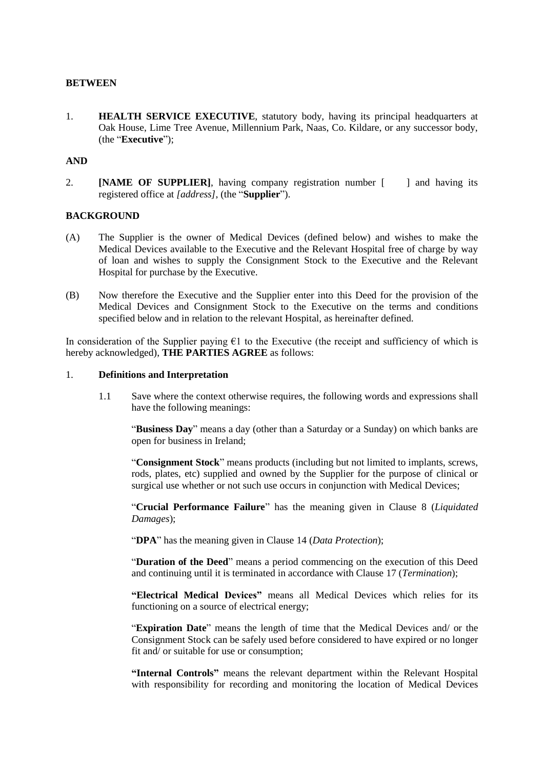**BETWEEN**

1. **HEALTH SERVICE EXECUTIVE**, statutory body, having its principal headquarters at Oak House, Lime Tree Avenue, Millennium Park, Naas, Co. Kildare, or any successor body, (the "**Executive**");

**AND**

2. **[NAME OF SUPPLIER]**, having company registration number [ ] and having its registered office at *[address]*, (the "**Supplier**").

**BACKGROUND**

(A) The Supplier is the owner of Medical Devices (defined below) and wishes to make the Medical Devices available to the Executive and the Relevant Hospital free of charge by way of loan and wishes to supply the Consignment Stock to the Executive and the Relevant Hospital for purchase by the Executive.

(B) Now therefore the Executive and the Supplier enter into this Deed for the provision of the Medical Devices and Consignment Stock to the Executive on the terms and conditions specified below and in relation to the relevant Hospital, as hereinafter defined.

In consideration of the Supplier paying €1 to the Executive (the receipt and sufficiency of which is hereby acknowledged), **THE PARTIES AGREE** as follows:

1. **Definitions and Interpretation**

   1.1 Save where the context otherwise requires, the following words and expressions shall have the following meanings:

   "**Business Day**" means a day (other than a Saturday or a Sunday) on which banks are open for business in Ireland;

   "**Consignment Stock**" means products (including but not limited to implants, screws, rods, plates, etc) supplied and owned by the Supplier for the purpose of clinical or surgical use whether or not such use occurs in conjunction with Medical Devices;

   "**Crucial Performance Failure**" has the meaning given in Clause 8 (*Liquidated Damages*);

   "**DPA**" has the meaning given in Clause 14 (*Data Protection*);

   "**Duration of the Deed**" means a period commencing on the execution of this Deed and continuing until it is terminated in accordance with Clause 17 (*Termination*);

   **"Electrical Medical Devices"** means all Medical Devices which relies for its functioning on a source of electrical energy;

   "**Expiration Date**" means the length of time that the Medical Devices and/ or the Consignment Stock can be safely used before considered to have expired or no longer fit and/ or suitable for use or consumption;

   **"Internal Controls"** means the relevant department within the Relevant Hospital with responsibility for recording and monitoring the location of Medical Devices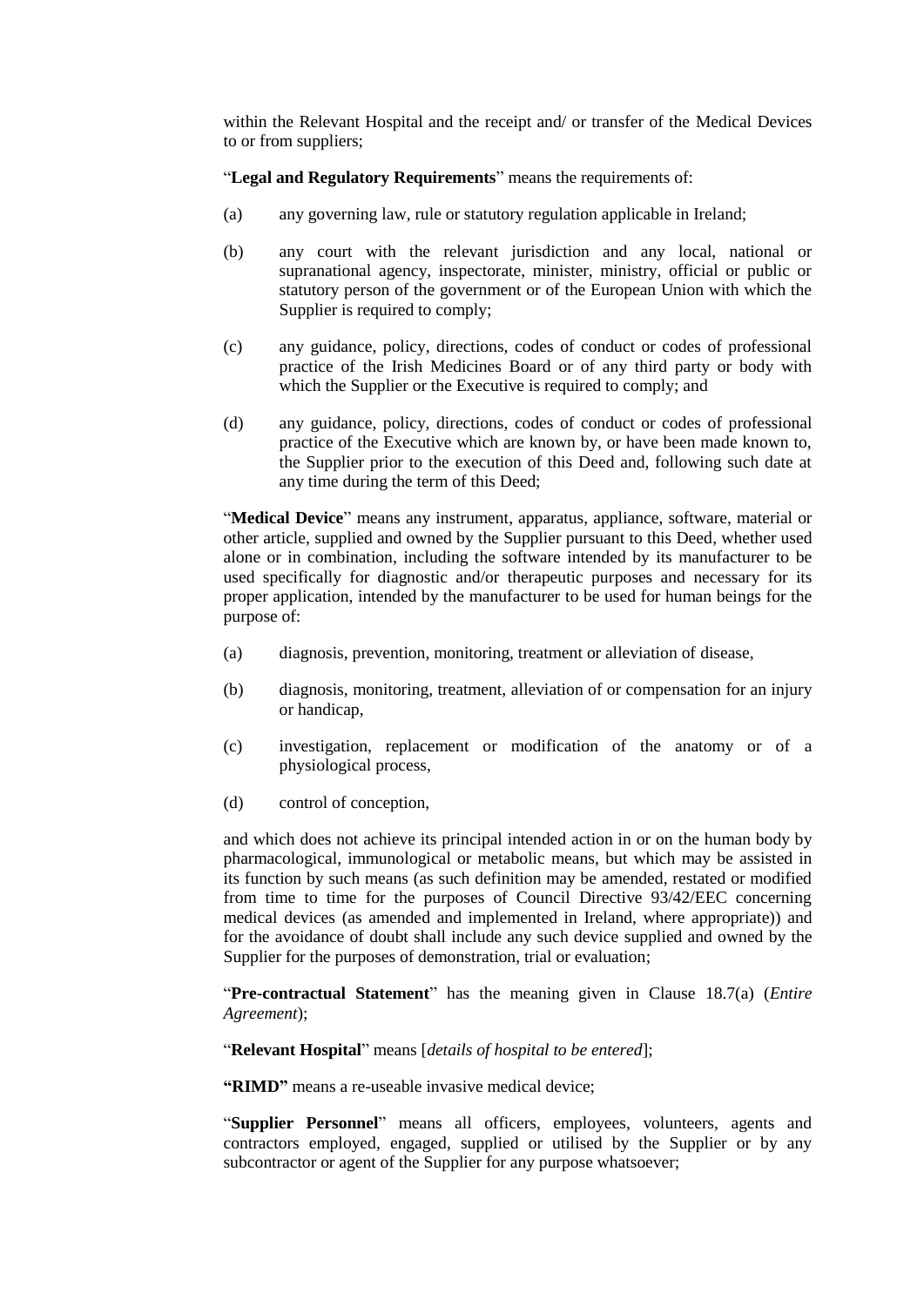within the Relevant Hospital and the receipt and/ or transfer of the Medical Devices to or from suppliers;

"**Legal and Regulatory Requirements**" means the requirements of:

(a) any governing law, rule or statutory regulation applicable in Ireland;

(b) any court with the relevant jurisdiction and any local, national or supranational agency, inspectorate, minister, ministry, official or public or statutory person of the government or of the European Union with which the Supplier is required to comply;

(c) any guidance, policy, directions, codes of conduct or codes of professional practice of the Irish Medicines Board or of any third party or body with which the Supplier or the Executive is required to comply; and

(d) any guidance, policy, directions, codes of conduct or codes of professional practice of the Executive which are known by, or have been made known to, the Supplier prior to the execution of this Deed and, following such date at any time during the term of this Deed;

"**Medical Device**" means any instrument, apparatus, appliance, software, material or other article, supplied and owned by the Supplier pursuant to this Deed, whether used alone or in combination, including the software intended by its manufacturer to be used specifically for diagnostic and/or therapeutic purposes and necessary for its proper application, intended by the manufacturer to be used for human beings for the purpose of:

(a) diagnosis, prevention, monitoring, treatment or alleviation of disease,

(b) diagnosis, monitoring, treatment, alleviation of or compensation for an injury or handicap,

(c) investigation, replacement or modification of the anatomy or of a physiological process,

(d) control of conception,

and which does not achieve its principal intended action in or on the human body by pharmacological, immunological or metabolic means, but which may be assisted in its function by such means (as such definition may be amended, restated or modified from time to time for the purposes of Council Directive 93/42/EEC concerning medical devices (as amended and implemented in Ireland, where appropriate)) and for the avoidance of doubt shall include any such device supplied and owned by the Supplier for the purposes of demonstration, trial or evaluation;

"**Pre-contractual Statement**" has the meaning given in Clause 18.7(a) (*Entire Agreement*);

"**Relevant Hospital**" means [*details of hospital to be entered*];

**"RIMD"** means a re-useable invasive medical device;

"**Supplier Personnel**" means all officers, employees, volunteers, agents and contractors employed, engaged, supplied or utilised by the Supplier or by any subcontractor or agent of the Supplier for any purpose whatsoever;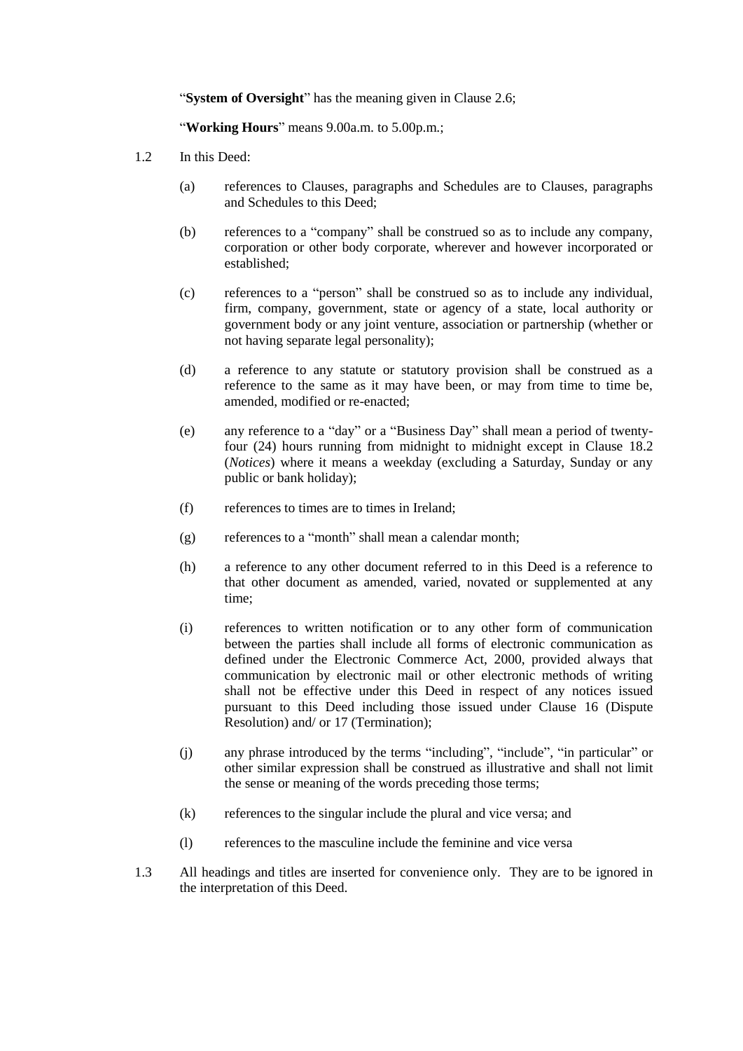"**System of Oversight**" has the meaning given in Clause 2.6;

"**Working Hours**" means 9.00a.m. to 5.00p.m.;

1.2 In this Deed:

(a) references to Clauses, paragraphs and Schedules are to Clauses, paragraphs and Schedules to this Deed;

(b) references to a "company" shall be construed so as to include any company, corporation or other body corporate, wherever and however incorporated or established;

(c) references to a "person" shall be construed so as to include any individual, firm, company, government, state or agency of a state, local authority or government body or any joint venture, association or partnership (whether or not having separate legal personality);

(d) a reference to any statute or statutory provision shall be construed as a reference to the same as it may have been, or may from time to time be, amended, modified or re-enacted;

(e) any reference to a "day" or a "Business Day" shall mean a period of twenty-four (24) hours running from midnight to midnight except in Clause 18.2 (*Notices*) where it means a weekday (excluding a Saturday, Sunday or any public or bank holiday);

(f) references to times are to times in Ireland;

(g) references to a "month" shall mean a calendar month;

(h) a reference to any other document referred to in this Deed is a reference to that other document as amended, varied, novated or supplemented at any time;

(i) references to written notification or to any other form of communication between the parties shall include all forms of electronic communication as defined under the Electronic Commerce Act, 2000, provided always that communication by electronic mail or other electronic methods of writing shall not be effective under this Deed in respect of any notices issued pursuant to this Deed including those issued under Clause 16 (Dispute Resolution) and/ or 17 (Termination);

(j) any phrase introduced by the terms "including", "include", "in particular" or other similar expression shall be construed as illustrative and shall not limit the sense or meaning of the words preceding those terms;

(k) references to the singular include the plural and vice versa; and

(l) references to the masculine include the feminine and vice versa

1.3 All headings and titles are inserted for convenience only. They are to be ignored in the interpretation of this Deed.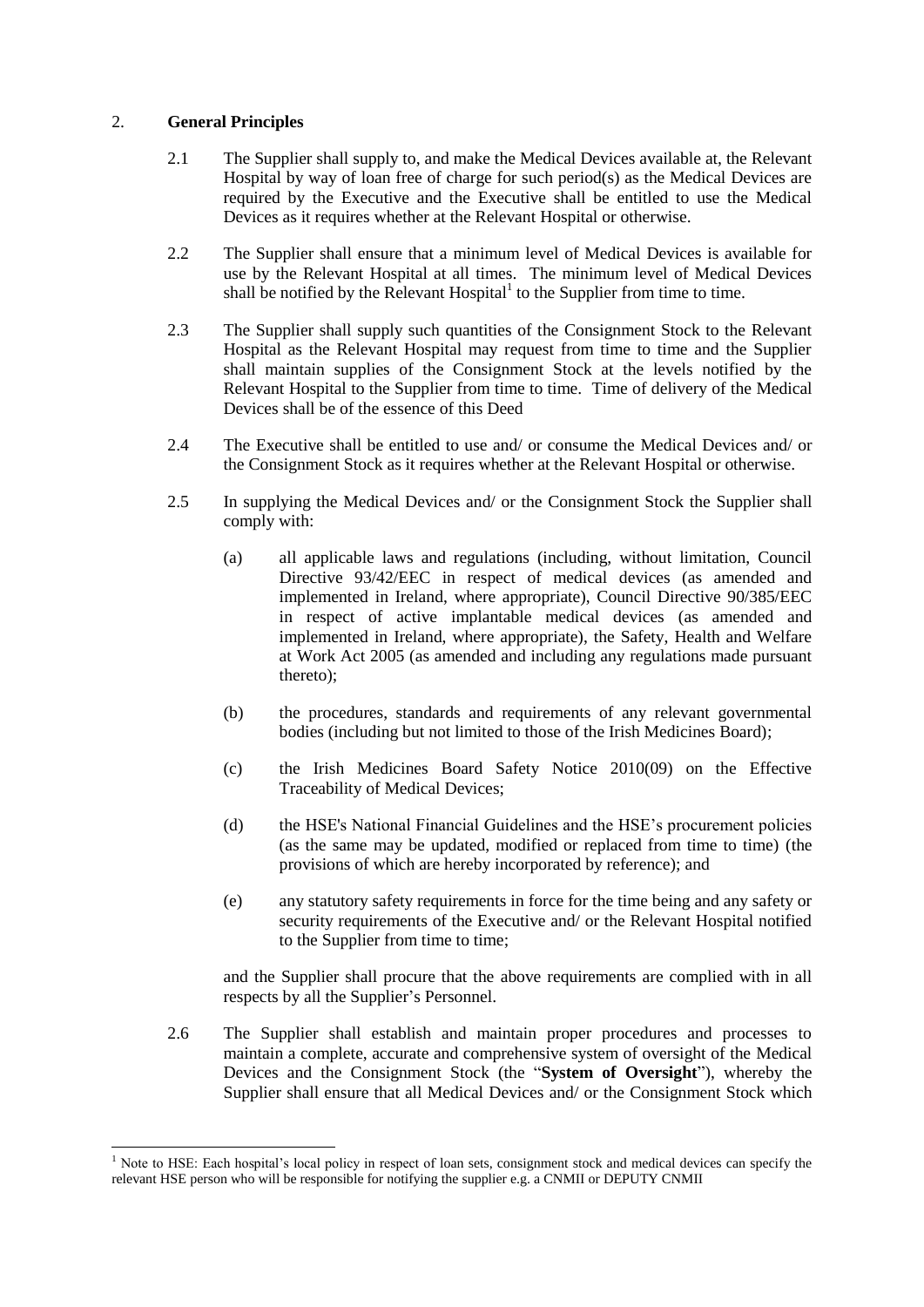## 2. **General Principles**

2.1 The Supplier shall supply to, and make the Medical Devices available at, the Relevant Hospital by way of loan free of charge for such period(s) as the Medical Devices are required by the Executive and the Executive shall be entitled to use the Medical Devices as it requires whether at the Relevant Hospital or otherwise.

2.2 The Supplier shall ensure that a minimum level of Medical Devices is available for use by the Relevant Hospital at all times. The minimum level of Medical Devices shall be notified by the Relevant Hospital[1] to the Supplier from time to time.

2.3 The Supplier shall supply such quantities of the Consignment Stock to the Relevant Hospital as the Relevant Hospital may request from time to time and the Supplier shall maintain supplies of the Consignment Stock at the levels notified by the Relevant Hospital to the Supplier from time to time. Time of delivery of the Medical Devices shall be of the essence of this Deed

2.4 The Executive shall be entitled to use and/ or consume the Medical Devices and/ or the Consignment Stock as it requires whether at the Relevant Hospital or otherwise.

2.5 In supplying the Medical Devices and/ or the Consignment Stock the Supplier shall comply with:

(a) all applicable laws and regulations (including, without limitation, Council Directive 93/42/EEC in respect of medical devices (as amended and implemented in Ireland, where appropriate), Council Directive 90/385/EEC in respect of active implantable medical devices (as amended and implemented in Ireland, where appropriate), the Safety, Health and Welfare at Work Act 2005 (as amended and including any regulations made pursuant thereto);

(b) the procedures, standards and requirements of any relevant governmental bodies (including but not limited to those of the Irish Medicines Board);

(c) the Irish Medicines Board Safety Notice 2010(09) on the Effective Traceability of Medical Devices;

(d) the HSE's National Financial Guidelines and the HSE's procurement policies (as the same may be updated, modified or replaced from time to time) (the provisions of which are hereby incorporated by reference); and

(e) any statutory safety requirements in force for the time being and any safety or security requirements of the Executive and/ or the Relevant Hospital notified to the Supplier from time to time;

and the Supplier shall procure that the above requirements are complied with in all respects by all the Supplier's Personnel.

2.6 The Supplier shall establish and maintain proper procedures and processes to maintain a complete, accurate and comprehensive system of oversight of the Medical Devices and the Consignment Stock (the "**System of Oversight**"), whereby the Supplier shall ensure that all Medical Devices and/ or the Consignment Stock which

---

[1] Note to HSE: Each hospital's local policy in respect of loan sets, consignment stock and medical devices can specify the relevant HSE person who will be responsible for notifying the supplier e.g. a CNMII or DEPUTY CNMII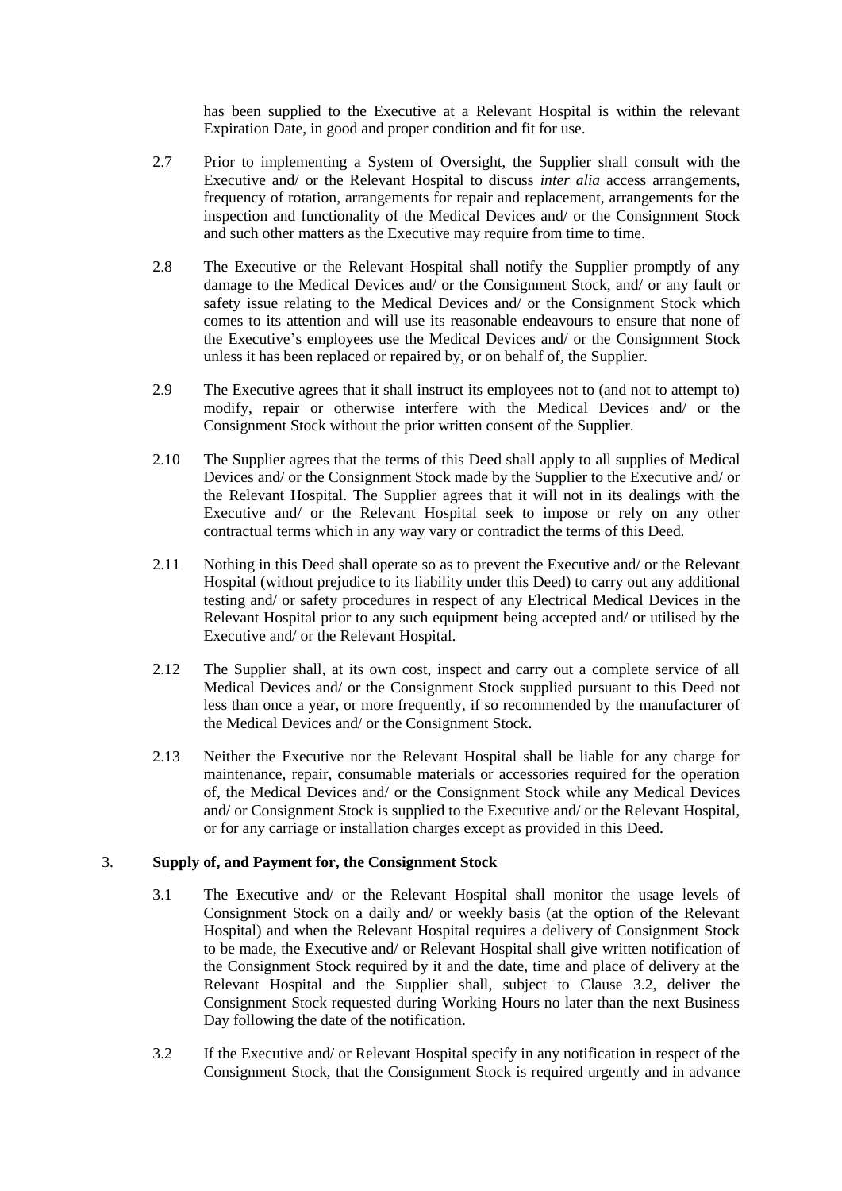has been supplied to the Executive at a Relevant Hospital is within the relevant Expiration Date, in good and proper condition and fit for use.

2.7 Prior to implementing a System of Oversight, the Supplier shall consult with the Executive and/ or the Relevant Hospital to discuss *inter alia* access arrangements, frequency of rotation, arrangements for repair and replacement, arrangements for the inspection and functionality of the Medical Devices and/ or the Consignment Stock and such other matters as the Executive may require from time to time.

2.8 The Executive or the Relevant Hospital shall notify the Supplier promptly of any damage to the Medical Devices and/ or the Consignment Stock, and/ or any fault or safety issue relating to the Medical Devices and/ or the Consignment Stock which comes to its attention and will use its reasonable endeavours to ensure that none of the Executive's employees use the Medical Devices and/ or the Consignment Stock unless it has been replaced or repaired by, or on behalf of, the Supplier.

2.9 The Executive agrees that it shall instruct its employees not to (and not to attempt to) modify, repair or otherwise interfere with the Medical Devices and/ or the Consignment Stock without the prior written consent of the Supplier.

2.10 The Supplier agrees that the terms of this Deed shall apply to all supplies of Medical Devices and/ or the Consignment Stock made by the Supplier to the Executive and/ or the Relevant Hospital. The Supplier agrees that it will not in its dealings with the Executive and/ or the Relevant Hospital seek to impose or rely on any other contractual terms which in any way vary or contradict the terms of this Deed.

2.11 Nothing in this Deed shall operate so as to prevent the Executive and/ or the Relevant Hospital (without prejudice to its liability under this Deed) to carry out any additional testing and/ or safety procedures in respect of any Electrical Medical Devices in the Relevant Hospital prior to any such equipment being accepted and/ or utilised by the Executive and/ or the Relevant Hospital.

2.12 The Supplier shall, at its own cost, inspect and carry out a complete service of all Medical Devices and/ or the Consignment Stock supplied pursuant to this Deed not less than once a year, or more frequently, if so recommended by the manufacturer of the Medical Devices and/ or the Consignment Stock**.**

2.13 Neither the Executive nor the Relevant Hospital shall be liable for any charge for maintenance, repair, consumable materials or accessories required for the operation of, the Medical Devices and/ or the Consignment Stock while any Medical Devices and/ or Consignment Stock is supplied to the Executive and/ or the Relevant Hospital, or for any carriage or installation charges except as provided in this Deed.

## 3. Supply of, and Payment for, the Consignment Stock

3.1 The Executive and/ or the Relevant Hospital shall monitor the usage levels of Consignment Stock on a daily and/ or weekly basis (at the option of the Relevant Hospital) and when the Relevant Hospital requires a delivery of Consignment Stock to be made, the Executive and/ or Relevant Hospital shall give written notification of the Consignment Stock required by it and the date, time and place of delivery at the Relevant Hospital and the Supplier shall, subject to Clause 3.2, deliver the Consignment Stock requested during Working Hours no later than the next Business Day following the date of the notification.

3.2 If the Executive and/ or Relevant Hospital specify in any notification in respect of the Consignment Stock, that the Consignment Stock is required urgently and in advance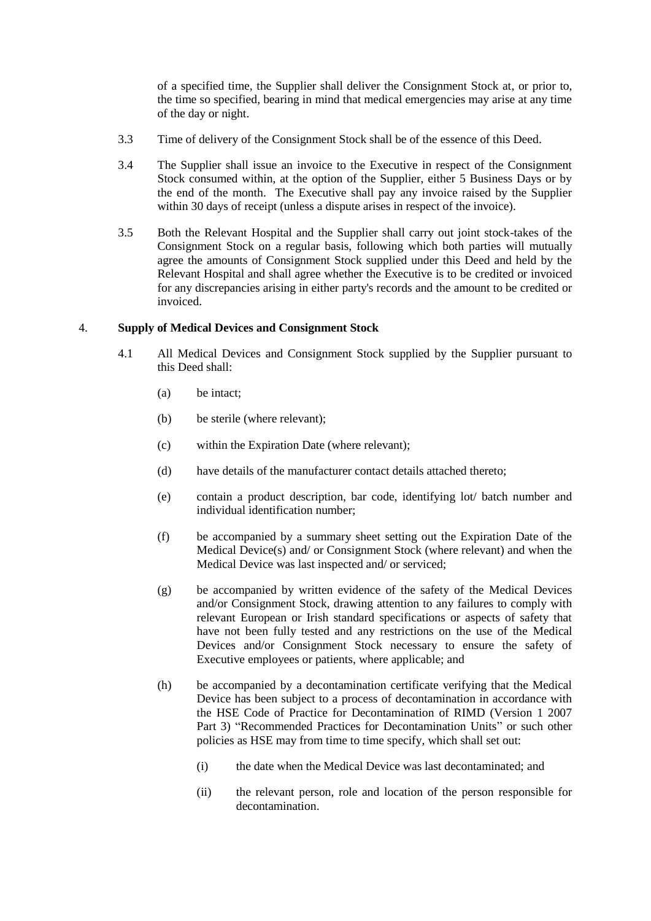of a specified time, the Supplier shall deliver the Consignment Stock at, or prior to, the time so specified, bearing in mind that medical emergencies may arise at any time of the day or night.

3.3 Time of delivery of the Consignment Stock shall be of the essence of this Deed.

3.4 The Supplier shall issue an invoice to the Executive in respect of the Consignment Stock consumed within, at the option of the Supplier, either 5 Business Days or by the end of the month. The Executive shall pay any invoice raised by the Supplier within 30 days of receipt (unless a dispute arises in respect of the invoice).

3.5 Both the Relevant Hospital and the Supplier shall carry out joint stock-takes of the Consignment Stock on a regular basis, following which both parties will mutually agree the amounts of Consignment Stock supplied under this Deed and held by the Relevant Hospital and shall agree whether the Executive is to be credited or invoiced for any discrepancies arising in either party's records and the amount to be credited or invoiced.

## 4. Supply of Medical Devices and Consignment Stock

4.1 All Medical Devices and Consignment Stock supplied by the Supplier pursuant to this Deed shall:

(a) be intact;

(b) be sterile (where relevant);

(c) within the Expiration Date (where relevant);

(d) have details of the manufacturer contact details attached thereto;

(e) contain a product description, bar code, identifying lot/ batch number and individual identification number;

(f) be accompanied by a summary sheet setting out the Expiration Date of the Medical Device(s) and/ or Consignment Stock (where relevant) and when the Medical Device was last inspected and/ or serviced;

(g) be accompanied by written evidence of the safety of the Medical Devices and/or Consignment Stock, drawing attention to any failures to comply with relevant European or Irish standard specifications or aspects of safety that have not been fully tested and any restrictions on the use of the Medical Devices and/or Consignment Stock necessary to ensure the safety of Executive employees or patients, where applicable; and

(h) be accompanied by a decontamination certificate verifying that the Medical Device has been subject to a process of decontamination in accordance with the HSE Code of Practice for Decontamination of RIMD (Version 1 2007 Part 3) "Recommended Practices for Decontamination Units" or such other policies as HSE may from time to time specify, which shall set out:

(i) the date when the Medical Device was last decontaminated; and

(ii) the relevant person, role and location of the person responsible for decontamination.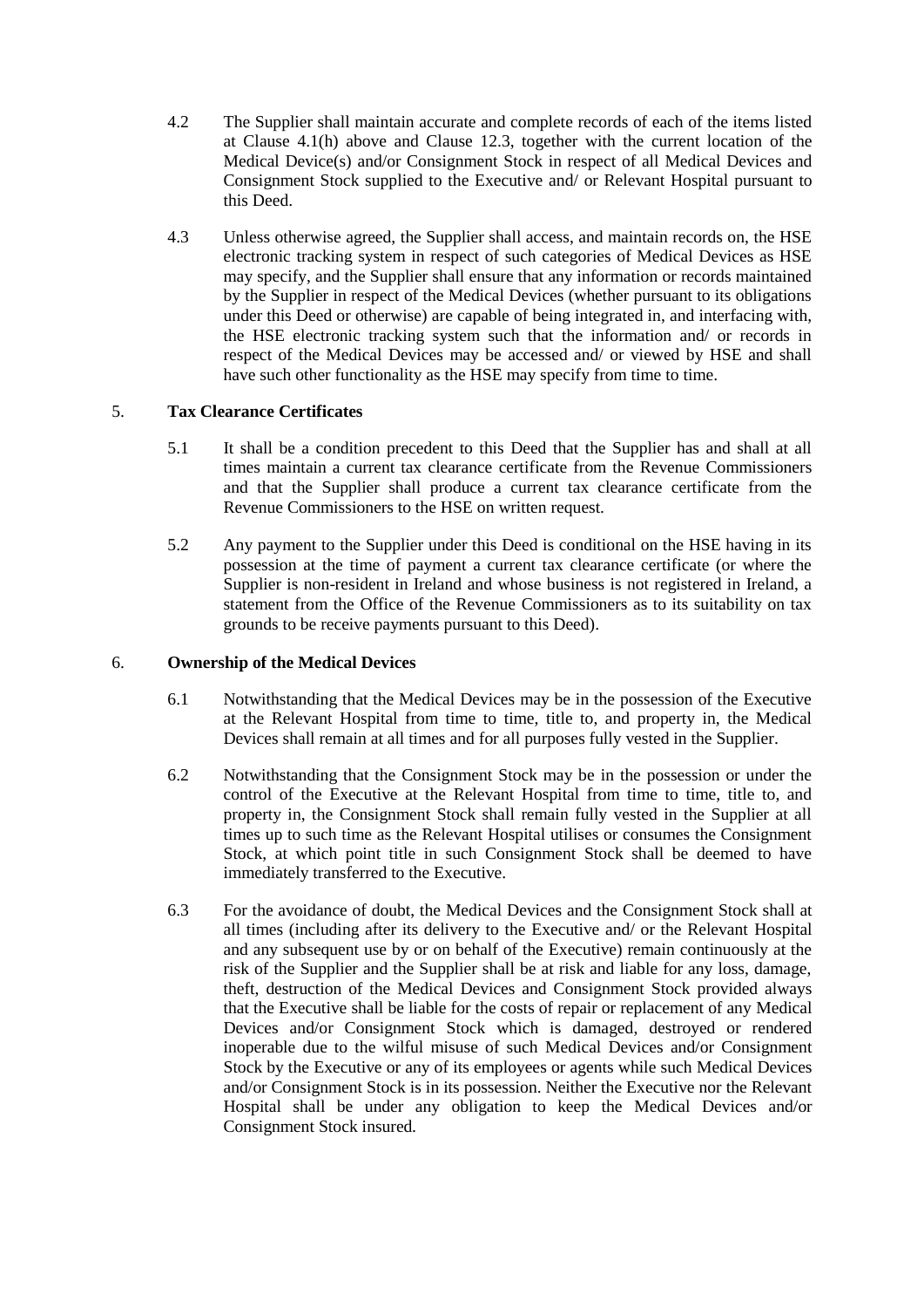4.2 The Supplier shall maintain accurate and complete records of each of the items listed at Clause 4.1(h) above and Clause 12.3, together with the current location of the Medical Device(s) and/or Consignment Stock in respect of all Medical Devices and Consignment Stock supplied to the Executive and/ or Relevant Hospital pursuant to this Deed.

4.3 Unless otherwise agreed, the Supplier shall access, and maintain records on, the HSE electronic tracking system in respect of such categories of Medical Devices as HSE may specify, and the Supplier shall ensure that any information or records maintained by the Supplier in respect of the Medical Devices (whether pursuant to its obligations under this Deed or otherwise) are capable of being integrated in, and interfacing with, the HSE electronic tracking system such that the information and/ or records in respect of the Medical Devices may be accessed and/ or viewed by HSE and shall have such other functionality as the HSE may specify from time to time.

## 5. Tax Clearance Certificates

5.1 It shall be a condition precedent to this Deed that the Supplier has and shall at all times maintain a current tax clearance certificate from the Revenue Commissioners and that the Supplier shall produce a current tax clearance certificate from the Revenue Commissioners to the HSE on written request.

5.2 Any payment to the Supplier under this Deed is conditional on the HSE having in its possession at the time of payment a current tax clearance certificate (or where the Supplier is non-resident in Ireland and whose business is not registered in Ireland, a statement from the Office of the Revenue Commissioners as to its suitability on tax grounds to be receive payments pursuant to this Deed).

## 6. Ownership of the Medical Devices

6.1 Notwithstanding that the Medical Devices may be in the possession of the Executive at the Relevant Hospital from time to time, title to, and property in, the Medical Devices shall remain at all times and for all purposes fully vested in the Supplier.

6.2 Notwithstanding that the Consignment Stock may be in the possession or under the control of the Executive at the Relevant Hospital from time to time, title to, and property in, the Consignment Stock shall remain fully vested in the Supplier at all times up to such time as the Relevant Hospital utilises or consumes the Consignment Stock, at which point title in such Consignment Stock shall be deemed to have immediately transferred to the Executive.

6.3 For the avoidance of doubt, the Medical Devices and the Consignment Stock shall at all times (including after its delivery to the Executive and/ or the Relevant Hospital and any subsequent use by or on behalf of the Executive) remain continuously at the risk of the Supplier and the Supplier shall be at risk and liable for any loss, damage, theft, destruction of the Medical Devices and Consignment Stock provided always that the Executive shall be liable for the costs of repair or replacement of any Medical Devices and/or Consignment Stock which is damaged, destroyed or rendered inoperable due to the wilful misuse of such Medical Devices and/or Consignment Stock by the Executive or any of its employees or agents while such Medical Devices and/or Consignment Stock is in its possession. Neither the Executive nor the Relevant Hospital shall be under any obligation to keep the Medical Devices and/or Consignment Stock insured.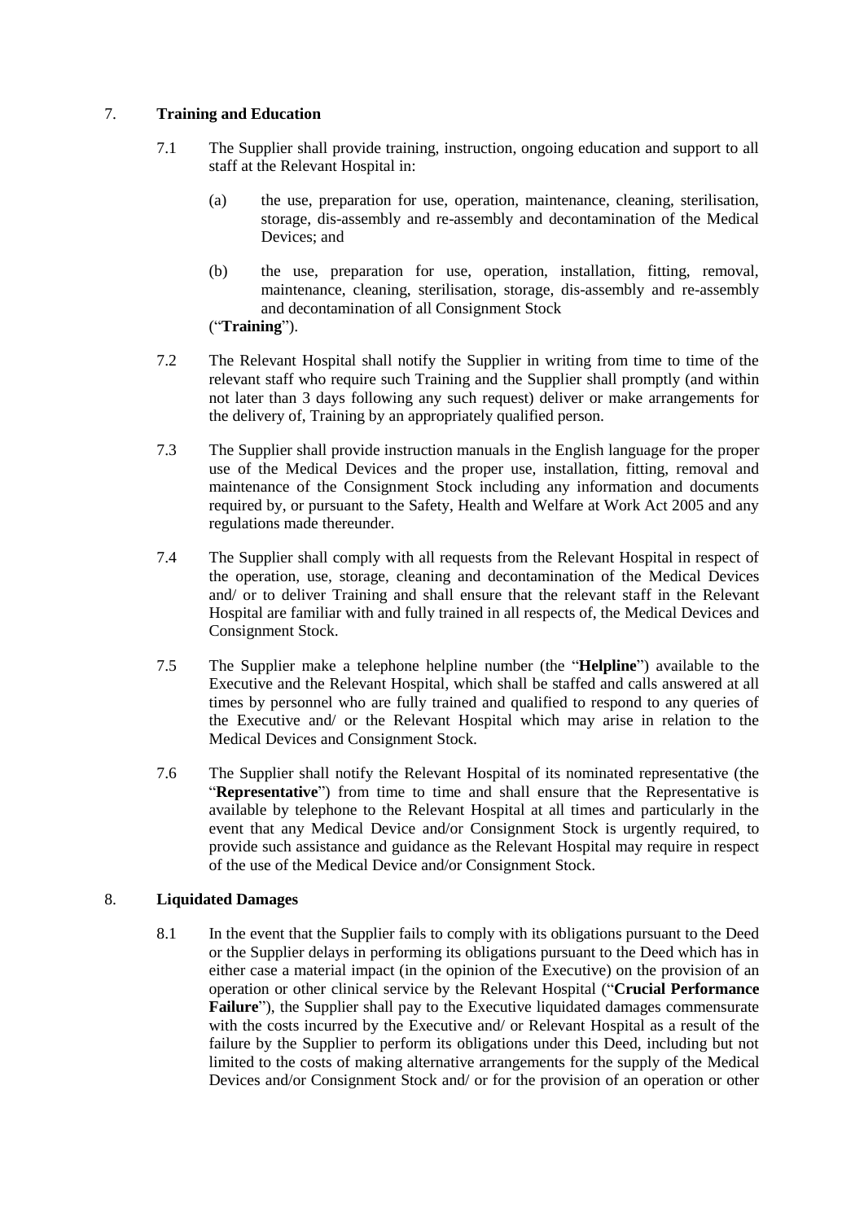## 7. **Training and Education**

7.1 The Supplier shall provide training, instruction, ongoing education and support to all staff at the Relevant Hospital in:

(a) the use, preparation for use, operation, maintenance, cleaning, sterilisation, storage, dis-assembly and re-assembly and decontamination of the Medical Devices; and

(b) the use, preparation for use, operation, installation, fitting, removal, maintenance, cleaning, sterilisation, storage, dis-assembly and re-assembly and decontamination of all Consignment Stock

("**Training**").

7.2 The Relevant Hospital shall notify the Supplier in writing from time to time of the relevant staff who require such Training and the Supplier shall promptly (and within not later than 3 days following any such request) deliver or make arrangements for the delivery of, Training by an appropriately qualified person.

7.3 The Supplier shall provide instruction manuals in the English language for the proper use of the Medical Devices and the proper use, installation, fitting, removal and maintenance of the Consignment Stock including any information and documents required by, or pursuant to the Safety, Health and Welfare at Work Act 2005 and any regulations made thereunder.

7.4 The Supplier shall comply with all requests from the Relevant Hospital in respect of the operation, use, storage, cleaning and decontamination of the Medical Devices and/ or to deliver Training and shall ensure that the relevant staff in the Relevant Hospital are familiar with and fully trained in all respects of, the Medical Devices and Consignment Stock.

7.5 The Supplier make a telephone helpline number (the "**Helpline**") available to the Executive and the Relevant Hospital, which shall be staffed and calls answered at all times by personnel who are fully trained and qualified to respond to any queries of the Executive and/ or the Relevant Hospital which may arise in relation to the Medical Devices and Consignment Stock.

7.6 The Supplier shall notify the Relevant Hospital of its nominated representative (the "**Representative**") from time to time and shall ensure that the Representative is available by telephone to the Relevant Hospital at all times and particularly in the event that any Medical Device and/or Consignment Stock is urgently required, to provide such assistance and guidance as the Relevant Hospital may require in respect of the use of the Medical Device and/or Consignment Stock.

## 8. **Liquidated Damages**

8.1 In the event that the Supplier fails to comply with its obligations pursuant to the Deed or the Supplier delays in performing its obligations pursuant to the Deed which has in either case a material impact (in the opinion of the Executive) on the provision of an operation or other clinical service by the Relevant Hospital ("**Crucial Performance Failure**"), the Supplier shall pay to the Executive liquidated damages commensurate with the costs incurred by the Executive and/ or Relevant Hospital as a result of the failure by the Supplier to perform its obligations under this Deed, including but not limited to the costs of making alternative arrangements for the supply of the Medical Devices and/or Consignment Stock and/ or for the provision of an operation or other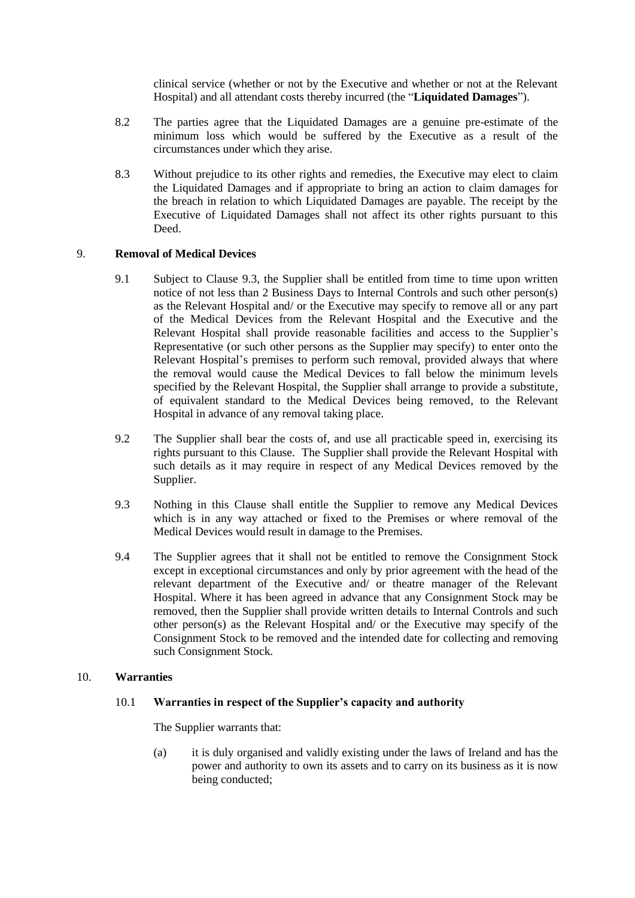clinical service (whether or not by the Executive and whether or not at the Relevant Hospital) and all attendant costs thereby incurred (the "**Liquidated Damages**").

8.2 The parties agree that the Liquidated Damages are a genuine pre-estimate of the minimum loss which would be suffered by the Executive as a result of the circumstances under which they arise.

8.3 Without prejudice to its other rights and remedies, the Executive may elect to claim the Liquidated Damages and if appropriate to bring an action to claim damages for the breach in relation to which Liquidated Damages are payable. The receipt by the Executive of Liquidated Damages shall not affect its other rights pursuant to this Deed.

## 9. Removal of Medical Devices

9.1 Subject to Clause 9.3, the Supplier shall be entitled from time to time upon written notice of not less than 2 Business Days to Internal Controls and such other person(s) as the Relevant Hospital and/ or the Executive may specify to remove all or any part of the Medical Devices from the Relevant Hospital and the Executive and the Relevant Hospital shall provide reasonable facilities and access to the Supplier's Representative (or such other persons as the Supplier may specify) to enter onto the Relevant Hospital's premises to perform such removal, provided always that where the removal would cause the Medical Devices to fall below the minimum levels specified by the Relevant Hospital, the Supplier shall arrange to provide a substitute, of equivalent standard to the Medical Devices being removed, to the Relevant Hospital in advance of any removal taking place.

9.2 The Supplier shall bear the costs of, and use all practicable speed in, exercising its rights pursuant to this Clause. The Supplier shall provide the Relevant Hospital with such details as it may require in respect of any Medical Devices removed by the Supplier.

9.3 Nothing in this Clause shall entitle the Supplier to remove any Medical Devices which is in any way attached or fixed to the Premises or where removal of the Medical Devices would result in damage to the Premises.

9.4 The Supplier agrees that it shall not be entitled to remove the Consignment Stock except in exceptional circumstances and only by prior agreement with the head of the relevant department of the Executive and/ or theatre manager of the Relevant Hospital. Where it has been agreed in advance that any Consignment Stock may be removed, then the Supplier shall provide written details to Internal Controls and such other person(s) as the Relevant Hospital and/ or the Executive may specify of the Consignment Stock to be removed and the intended date for collecting and removing such Consignment Stock.

## 10. Warranties

### 10.1 Warranties in respect of the Supplier's capacity and authority

The Supplier warrants that:

(a) it is duly organised and validly existing under the laws of Ireland and has the power and authority to own its assets and to carry on its business as it is now being conducted;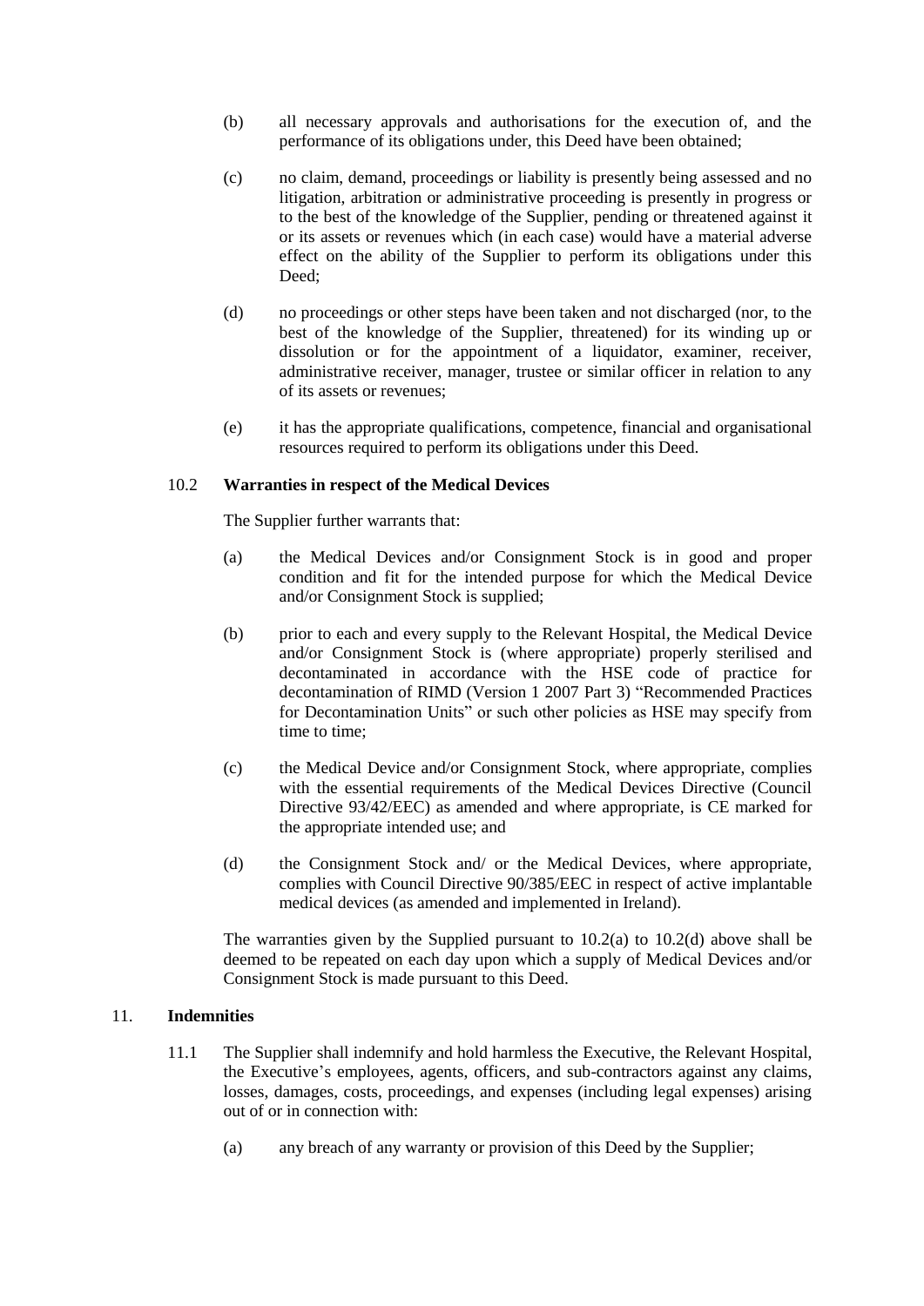(b) all necessary approvals and authorisations for the execution of, and the performance of its obligations under, this Deed have been obtained;

(c) no claim, demand, proceedings or liability is presently being assessed and no litigation, arbitration or administrative proceeding is presently in progress or to the best of the knowledge of the Supplier, pending or threatened against it or its assets or revenues which (in each case) would have a material adverse effect on the ability of the Supplier to perform its obligations under this Deed;

(d) no proceedings or other steps have been taken and not discharged (nor, to the best of the knowledge of the Supplier, threatened) for its winding up or dissolution or for the appointment of a liquidator, examiner, receiver, administrative receiver, manager, trustee or similar officer in relation to any of its assets or revenues;

(e) it has the appropriate qualifications, competence, financial and organisational resources required to perform its obligations under this Deed.

10.2 **Warranties in respect of the Medical Devices**

The Supplier further warrants that:

(a) the Medical Devices and/or Consignment Stock is in good and proper condition and fit for the intended purpose for which the Medical Device and/or Consignment Stock is supplied;

(b) prior to each and every supply to the Relevant Hospital, the Medical Device and/or Consignment Stock is (where appropriate) properly sterilised and decontaminated in accordance with the HSE code of practice for decontamination of RIMD (Version 1 2007 Part 3) "Recommended Practices for Decontamination Units" or such other policies as HSE may specify from time to time;

(c) the Medical Device and/or Consignment Stock, where appropriate, complies with the essential requirements of the Medical Devices Directive (Council Directive 93/42/EEC) as amended and where appropriate, is CE marked for the appropriate intended use; and

(d) the Consignment Stock and/ or the Medical Devices, where appropriate, complies with Council Directive 90/385/EEC in respect of active implantable medical devices (as amended and implemented in Ireland).

The warranties given by the Supplied pursuant to 10.2(a) to 10.2(d) above shall be deemed to be repeated on each day upon which a supply of Medical Devices and/or Consignment Stock is made pursuant to this Deed.

## 11. **Indemnities**

11.1 The Supplier shall indemnify and hold harmless the Executive, the Relevant Hospital, the Executive's employees, agents, officers, and sub-contractors against any claims, losses, damages, costs, proceedings, and expenses (including legal expenses) arising out of or in connection with:

(a) any breach of any warranty or provision of this Deed by the Supplier;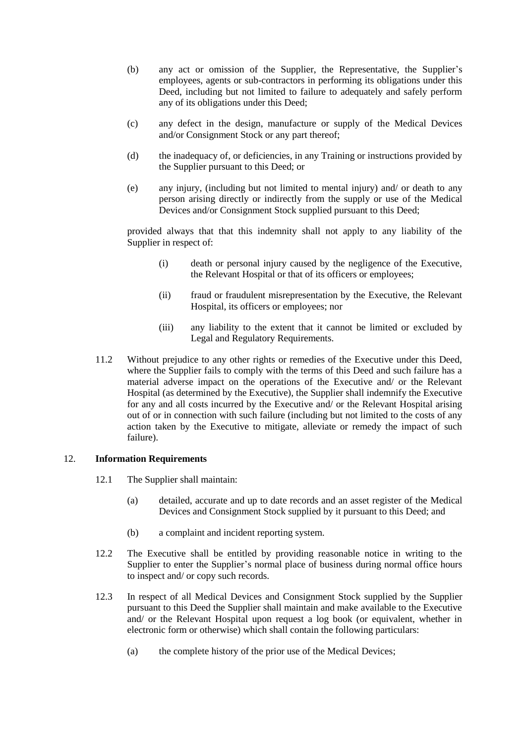(b) any act or omission of the Supplier, the Representative, the Supplier's employees, agents or sub-contractors in performing its obligations under this Deed, including but not limited to failure to adequately and safely perform any of its obligations under this Deed;

(c) any defect in the design, manufacture or supply of the Medical Devices and/or Consignment Stock or any part thereof;

(d) the inadequacy of, or deficiencies, in any Training or instructions provided by the Supplier pursuant to this Deed; or

(e) any injury, (including but not limited to mental injury) and/ or death to any person arising directly or indirectly from the supply or use of the Medical Devices and/or Consignment Stock supplied pursuant to this Deed;

provided always that that this indemnity shall not apply to any liability of the Supplier in respect of:

(i) death or personal injury caused by the negligence of the Executive, the Relevant Hospital or that of its officers or employees;

(ii) fraud or fraudulent misrepresentation by the Executive, the Relevant Hospital, its officers or employees; nor

(iii) any liability to the extent that it cannot be limited or excluded by Legal and Regulatory Requirements.

11.2 Without prejudice to any other rights or remedies of the Executive under this Deed, where the Supplier fails to comply with the terms of this Deed and such failure has a material adverse impact on the operations of the Executive and/ or the Relevant Hospital (as determined by the Executive), the Supplier shall indemnify the Executive for any and all costs incurred by the Executive and/ or the Relevant Hospital arising out of or in connection with such failure (including but not limited to the costs of any action taken by the Executive to mitigate, alleviate or remedy the impact of such failure).

## 12. **Information Requirements**

12.1 The Supplier shall maintain:

(a) detailed, accurate and up to date records and an asset register of the Medical Devices and Consignment Stock supplied by it pursuant to this Deed; and

(b) a complaint and incident reporting system.

12.2 The Executive shall be entitled by providing reasonable notice in writing to the Supplier to enter the Supplier's normal place of business during normal office hours to inspect and/ or copy such records.

12.3 In respect of all Medical Devices and Consignment Stock supplied by the Supplier pursuant to this Deed the Supplier shall maintain and make available to the Executive and/ or the Relevant Hospital upon request a log book (or equivalent, whether in electronic form or otherwise) which shall contain the following particulars:

(a) the complete history of the prior use of the Medical Devices;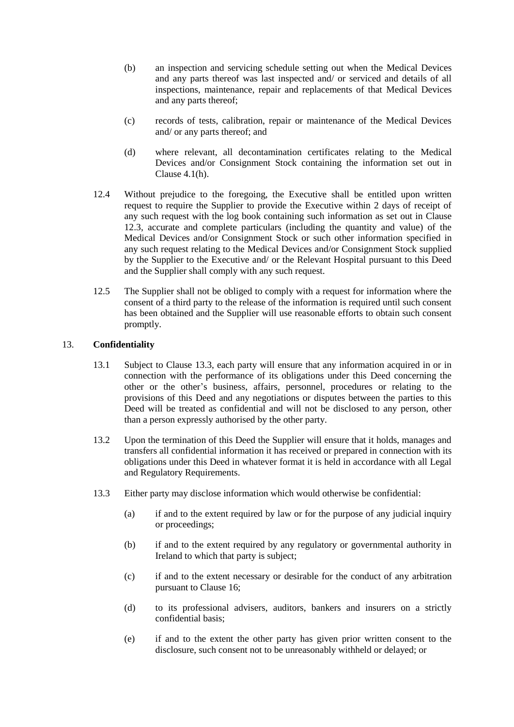(b) an inspection and servicing schedule setting out when the Medical Devices and any parts thereof was last inspected and/ or serviced and details of all inspections, maintenance, repair and replacements of that Medical Devices and any parts thereof;

(c) records of tests, calibration, repair or maintenance of the Medical Devices and/ or any parts thereof; and

(d) where relevant, all decontamination certificates relating to the Medical Devices and/or Consignment Stock containing the information set out in Clause 4.1(h).

12.4 Without prejudice to the foregoing, the Executive shall be entitled upon written request to require the Supplier to provide the Executive within 2 days of receipt of any such request with the log book containing such information as set out in Clause 12.3, accurate and complete particulars (including the quantity and value) of the Medical Devices and/or Consignment Stock or such other information specified in any such request relating to the Medical Devices and/or Consignment Stock supplied by the Supplier to the Executive and/ or the Relevant Hospital pursuant to this Deed and the Supplier shall comply with any such request.

12.5 The Supplier shall not be obliged to comply with a request for information where the consent of a third party to the release of the information is required until such consent has been obtained and the Supplier will use reasonable efforts to obtain such consent promptly.

## 13. **Confidentiality**

13.1 Subject to Clause 13.3, each party will ensure that any information acquired in or in connection with the performance of its obligations under this Deed concerning the other or the other's business, affairs, personnel, procedures or relating to the provisions of this Deed and any negotiations or disputes between the parties to this Deed will be treated as confidential and will not be disclosed to any person, other than a person expressly authorised by the other party.

13.2 Upon the termination of this Deed the Supplier will ensure that it holds, manages and transfers all confidential information it has received or prepared in connection with its obligations under this Deed in whatever format it is held in accordance with all Legal and Regulatory Requirements.

13.3 Either party may disclose information which would otherwise be confidential:

(a) if and to the extent required by law or for the purpose of any judicial inquiry or proceedings;

(b) if and to the extent required by any regulatory or governmental authority in Ireland to which that party is subject;

(c) if and to the extent necessary or desirable for the conduct of any arbitration pursuant to Clause 16;

(d) to its professional advisers, auditors, bankers and insurers on a strictly confidential basis;

(e) if and to the extent the other party has given prior written consent to the disclosure, such consent not to be unreasonably withheld or delayed; or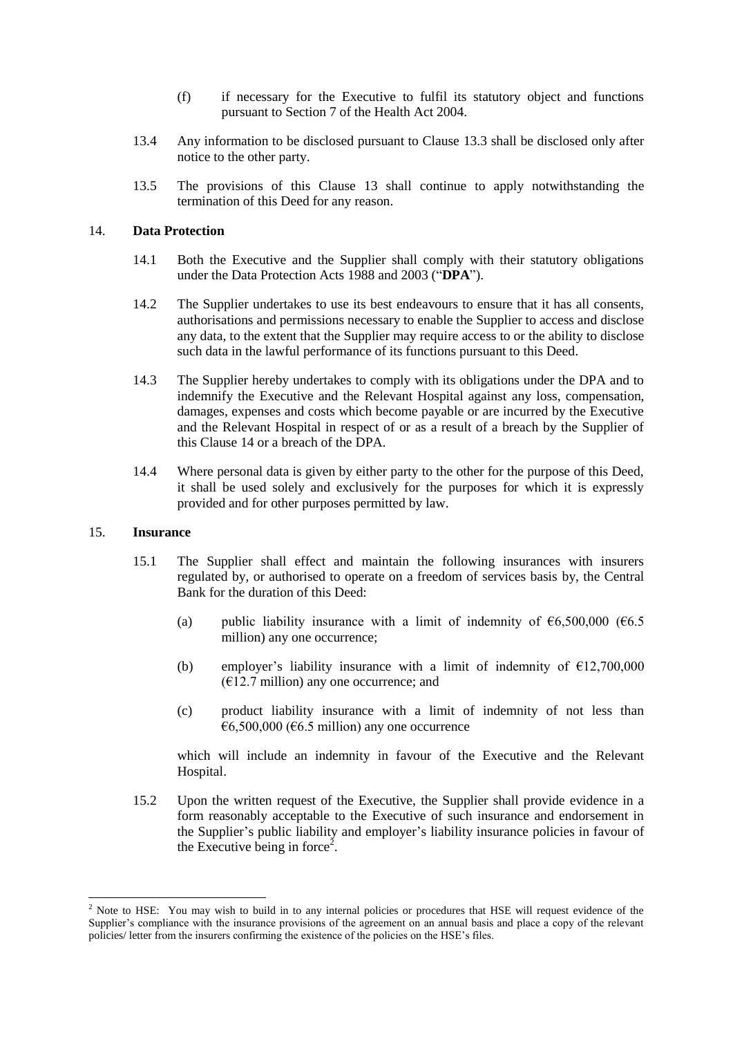(f) if necessary for the Executive to fulfil its statutory object and functions pursuant to Section 7 of the Health Act 2004.

13.4 Any information to be disclosed pursuant to Clause 13.3 shall be disclosed only after notice to the other party.

13.5 The provisions of this Clause 13 shall continue to apply notwithstanding the termination of this Deed for any reason.

## 14. **Data Protection**

14.1 Both the Executive and the Supplier shall comply with their statutory obligations under the Data Protection Acts 1988 and 2003 ("**DPA**").

14.2 The Supplier undertakes to use its best endeavours to ensure that it has all consents, authorisations and permissions necessary to enable the Supplier to access and disclose any data, to the extent that the Supplier may require access to or the ability to disclose such data in the lawful performance of its functions pursuant to this Deed.

14.3 The Supplier hereby undertakes to comply with its obligations under the DPA and to indemnify the Executive and the Relevant Hospital against any loss, compensation, damages, expenses and costs which become payable or are incurred by the Executive and the Relevant Hospital in respect of or as a result of a breach by the Supplier of this Clause 14 or a breach of the DPA.

14.4 Where personal data is given by either party to the other for the purpose of this Deed, it shall be used solely and exclusively for the purposes for which it is expressly provided and for other purposes permitted by law.

## 15. **Insurance**

15.1 The Supplier shall effect and maintain the following insurances with insurers regulated by, or authorised to operate on a freedom of services basis by, the Central Bank for the duration of this Deed:

(a) public liability insurance with a limit of indemnity of €6,500,000 (€6.5 million) any one occurrence;

(b) employer's liability insurance with a limit of indemnity of €12,700,000 (€12.7 million) any one occurrence; and

(c) product liability insurance with a limit of indemnity of not less than €6,500,000 (€6.5 million) any one occurrence

which will include an indemnity in favour of the Executive and the Relevant Hospital.

15.2 Upon the written request of the Executive, the Supplier shall provide evidence in a form reasonably acceptable to the Executive of such insurance and endorsement in the Supplier's public liability and employer's liability insurance policies in favour of the Executive being in force[2].

---

[2] Note to HSE: You may wish to build in to any internal policies or procedures that HSE will request evidence of the Supplier's compliance with the insurance provisions of the agreement on an annual basis and place a copy of the relevant policies/ letter from the insurers confirming the existence of the policies on the HSE's files.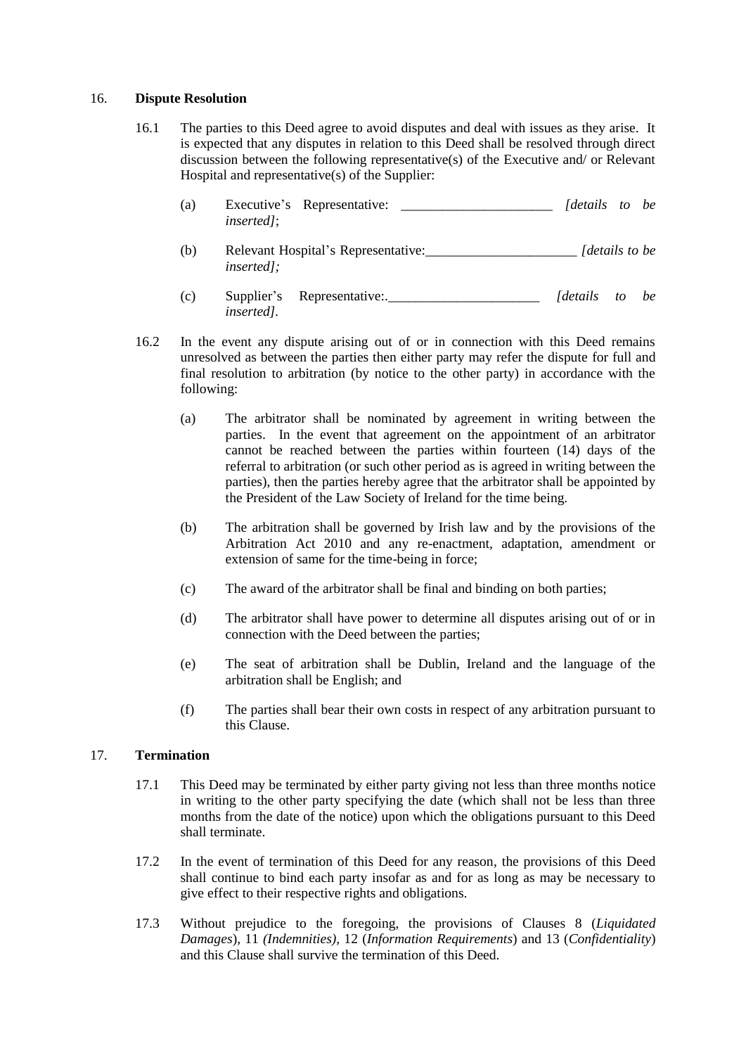## 16. **Dispute Resolution**

16.1 The parties to this Deed agree to avoid disputes and deal with issues as they arise. It is expected that any disputes in relation to this Deed shall be resolved through direct discussion between the following representative(s) of the Executive and/ or Relevant Hospital and representative(s) of the Supplier:

(a) Executive's Representative: ______________________ *[details to be inserted]*;

(b) Relevant Hospital's Representative:______________________ *[details to be inserted];*

(c) Supplier's Representative:.______________________ *[details to be inserted]*.

16.2 In the event any dispute arising out of or in connection with this Deed remains unresolved as between the parties then either party may refer the dispute for full and final resolution to arbitration (by notice to the other party) in accordance with the following:

(a) The arbitrator shall be nominated by agreement in writing between the parties. In the event that agreement on the appointment of an arbitrator cannot be reached between the parties within fourteen (14) days of the referral to arbitration (or such other period as is agreed in writing between the parties), then the parties hereby agree that the arbitrator shall be appointed by the President of the Law Society of Ireland for the time being.

(b) The arbitration shall be governed by Irish law and by the provisions of the Arbitration Act 2010 and any re-enactment, adaptation, amendment or extension of same for the time-being in force;

(c) The award of the arbitrator shall be final and binding on both parties;

(d) The arbitrator shall have power to determine all disputes arising out of or in connection with the Deed between the parties;

(e) The seat of arbitration shall be Dublin, Ireland and the language of the arbitration shall be English; and

(f) The parties shall bear their own costs in respect of any arbitration pursuant to this Clause.

## 17. **Termination**

17.1 This Deed may be terminated by either party giving not less than three months notice in writing to the other party specifying the date (which shall not be less than three months from the date of the notice) upon which the obligations pursuant to this Deed shall terminate.

17.2 In the event of termination of this Deed for any reason, the provisions of this Deed shall continue to bind each party insofar as and for as long as may be necessary to give effect to their respective rights and obligations.

17.3 Without prejudice to the foregoing, the provisions of Clauses 8 (*Liquidated Damages*), 11 *(Indemnities)*, 12 (*Information Requirements*) and 13 (*Confidentiality*) and this Clause shall survive the termination of this Deed.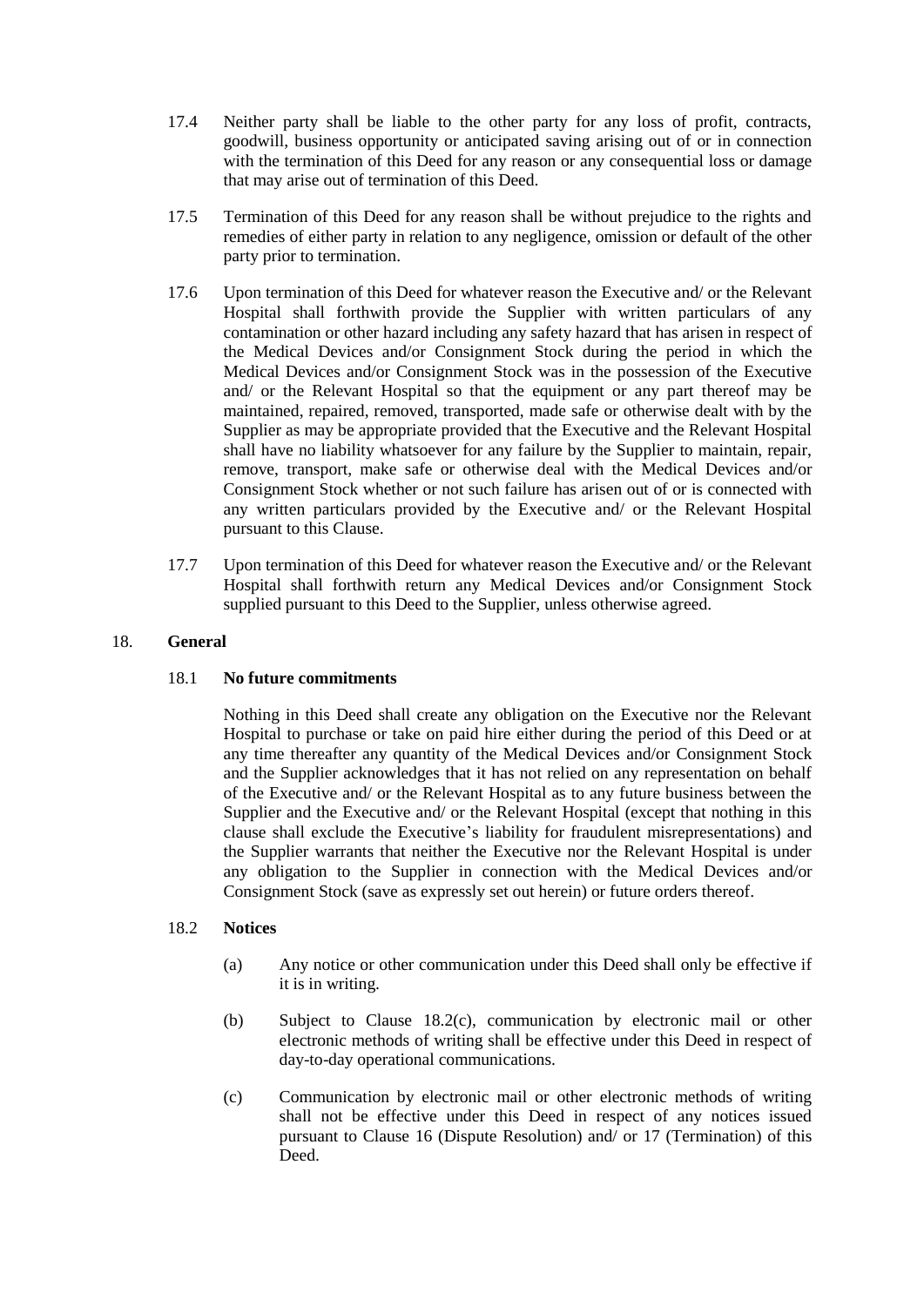17.4 Neither party shall be liable to the other party for any loss of profit, contracts, goodwill, business opportunity or anticipated saving arising out of or in connection with the termination of this Deed for any reason or any consequential loss or damage that may arise out of termination of this Deed.

17.5 Termination of this Deed for any reason shall be without prejudice to the rights and remedies of either party in relation to any negligence, omission or default of the other party prior to termination.

17.6 Upon termination of this Deed for whatever reason the Executive and/ or the Relevant Hospital shall forthwith provide the Supplier with written particulars of any contamination or other hazard including any safety hazard that has arisen in respect of the Medical Devices and/or Consignment Stock during the period in which the Medical Devices and/or Consignment Stock was in the possession of the Executive and/ or the Relevant Hospital so that the equipment or any part thereof may be maintained, repaired, removed, transported, made safe or otherwise dealt with by the Supplier as may be appropriate provided that the Executive and the Relevant Hospital shall have no liability whatsoever for any failure by the Supplier to maintain, repair, remove, transport, make safe or otherwise deal with the Medical Devices and/or Consignment Stock whether or not such failure has arisen out of or is connected with any written particulars provided by the Executive and/ or the Relevant Hospital pursuant to this Clause.

17.7 Upon termination of this Deed for whatever reason the Executive and/ or the Relevant Hospital shall forthwith return any Medical Devices and/or Consignment Stock supplied pursuant to this Deed to the Supplier, unless otherwise agreed.

## 18. General

### 18.1 No future commitments

Nothing in this Deed shall create any obligation on the Executive nor the Relevant Hospital to purchase or take on paid hire either during the period of this Deed or at any time thereafter any quantity of the Medical Devices and/or Consignment Stock and the Supplier acknowledges that it has not relied on any representation on behalf of the Executive and/ or the Relevant Hospital as to any future business between the Supplier and the Executive and/ or the Relevant Hospital (except that nothing in this clause shall exclude the Executive's liability for fraudulent misrepresentations) and the Supplier warrants that neither the Executive nor the Relevant Hospital is under any obligation to the Supplier in connection with the Medical Devices and/or Consignment Stock (save as expressly set out herein) or future orders thereof.

### 18.2 Notices

(a) Any notice or other communication under this Deed shall only be effective if it is in writing.

(b) Subject to Clause 18.2(c), communication by electronic mail or other electronic methods of writing shall be effective under this Deed in respect of day-to-day operational communications.

(c) Communication by electronic mail or other electronic methods of writing shall not be effective under this Deed in respect of any notices issued pursuant to Clause 16 (Dispute Resolution) and/ or 17 (Termination) of this Deed.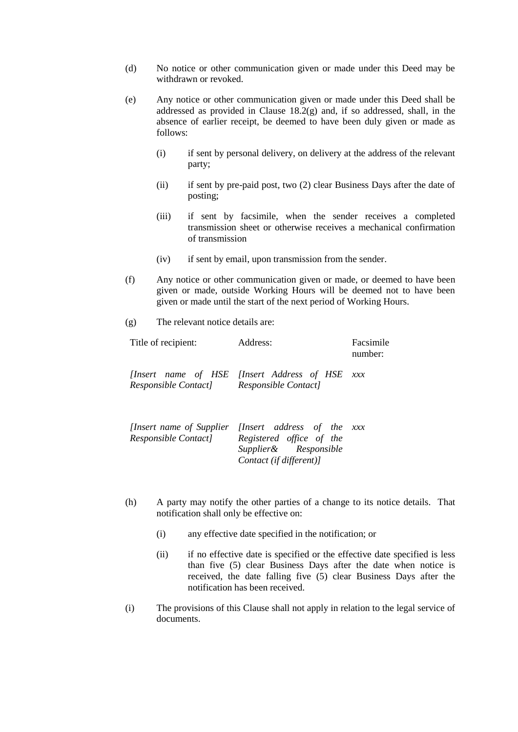(d) No notice or other communication given or made under this Deed may be withdrawn or revoked.

(e) Any notice or other communication given or made under this Deed shall be addressed as provided in Clause 18.2(g) and, if so addressed, shall, in the absence of earlier receipt, be deemed to have been duly given or made as follows:

   (i) if sent by personal delivery, on delivery at the address of the relevant party;

   (ii) if sent by pre-paid post, two (2) clear Business Days after the date of posting;

   (iii) if sent by facsimile, when the sender receives a completed transmission sheet or otherwise receives a mechanical confirmation of transmission

   (iv) if sent by email, upon transmission from the sender.

(f) Any notice or other communication given or made, or deemed to have been given or made, outside Working Hours will be deemed not to have been given or made until the start of the next period of Working Hours.

(g) The relevant notice details are:

| Title of recipient: | Address: | Facsimile number: |
|---|---|---|
| *[Insert name of HSE Responsible Contact]* | *[Insert Address of HSE Responsible Contact]* | *xxx* |
| *[Insert name of Supplier Responsible Contact]* | *[Insert address of the Registered office of the Supplier& Responsible Contact (if different)]* | *xxx* |

(h) A party may notify the other parties of a change to its notice details. That notification shall only be effective on:

   (i) any effective date specified in the notification; or

   (ii) if no effective date is specified or the effective date specified is less than five (5) clear Business Days after the date when notice is received, the date falling five (5) clear Business Days after the notification has been received.

(i) The provisions of this Clause shall not apply in relation to the legal service of documents.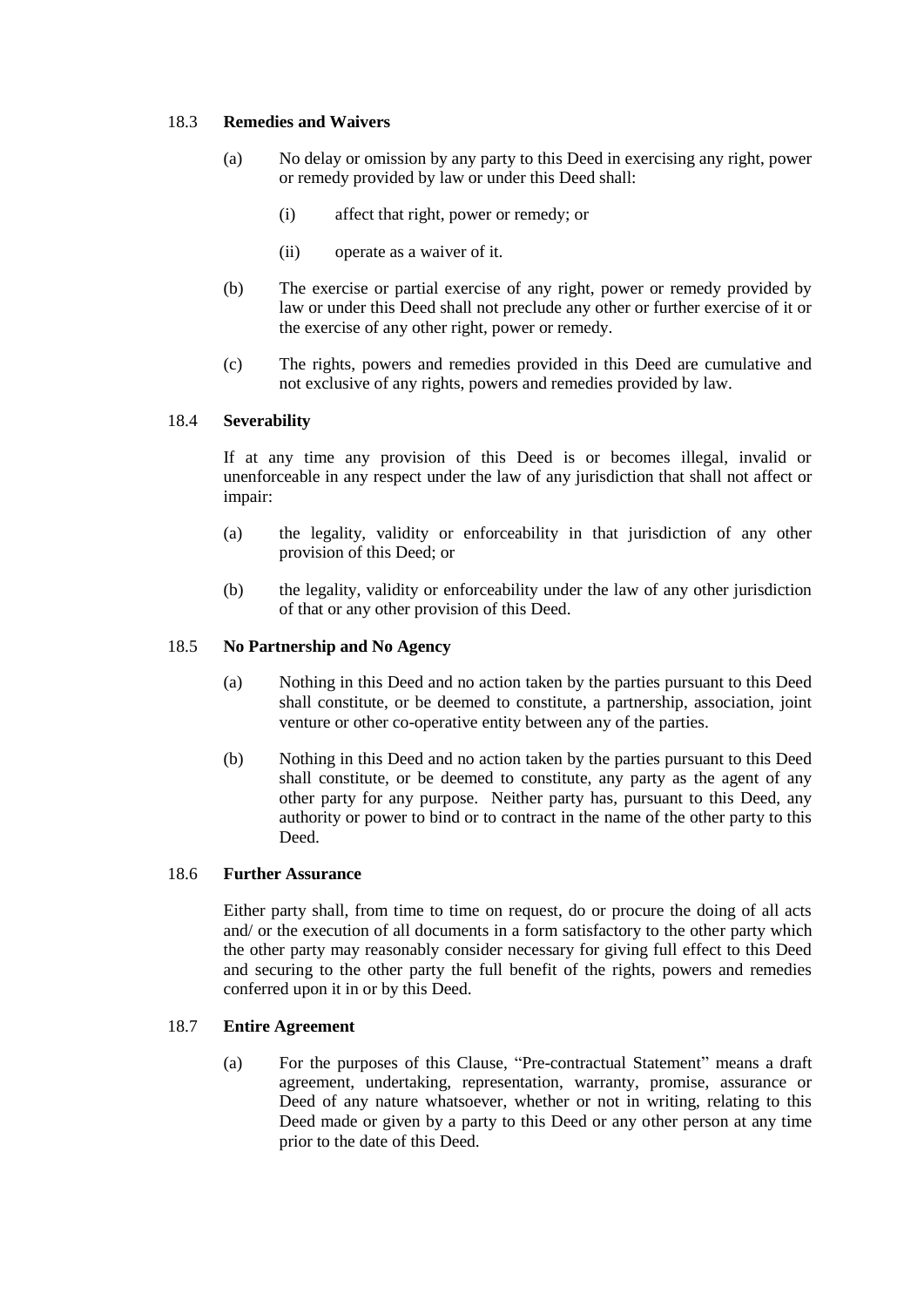### 18.3 **Remedies and Waivers**

(a) No delay or omission by any party to this Deed in exercising any right, power or remedy provided by law or under this Deed shall:

(i) affect that right, power or remedy; or

(ii) operate as a waiver of it.

(b) The exercise or partial exercise of any right, power or remedy provided by law or under this Deed shall not preclude any other or further exercise of it or the exercise of any other right, power or remedy.

(c) The rights, powers and remedies provided in this Deed are cumulative and not exclusive of any rights, powers and remedies provided by law.

### 18.4 **Severability**

If at any time any provision of this Deed is or becomes illegal, invalid or unenforceable in any respect under the law of any jurisdiction that shall not affect or impair:

(a) the legality, validity or enforceability in that jurisdiction of any other provision of this Deed; or

(b) the legality, validity or enforceability under the law of any other jurisdiction of that or any other provision of this Deed.

### 18.5 **No Partnership and No Agency**

(a) Nothing in this Deed and no action taken by the parties pursuant to this Deed shall constitute, or be deemed to constitute, a partnership, association, joint venture or other co-operative entity between any of the parties.

(b) Nothing in this Deed and no action taken by the parties pursuant to this Deed shall constitute, or be deemed to constitute, any party as the agent of any other party for any purpose. Neither party has, pursuant to this Deed, any authority or power to bind or to contract in the name of the other party to this Deed.

### 18.6 **Further Assurance**

Either party shall, from time to time on request, do or procure the doing of all acts and/ or the execution of all documents in a form satisfactory to the other party which the other party may reasonably consider necessary for giving full effect to this Deed and securing to the other party the full benefit of the rights, powers and remedies conferred upon it in or by this Deed.

### 18.7 **Entire Agreement**

(a) For the purposes of this Clause, "Pre-contractual Statement" means a draft agreement, undertaking, representation, warranty, promise, assurance or Deed of any nature whatsoever, whether or not in writing, relating to this Deed made or given by a party to this Deed or any other person at any time prior to the date of this Deed.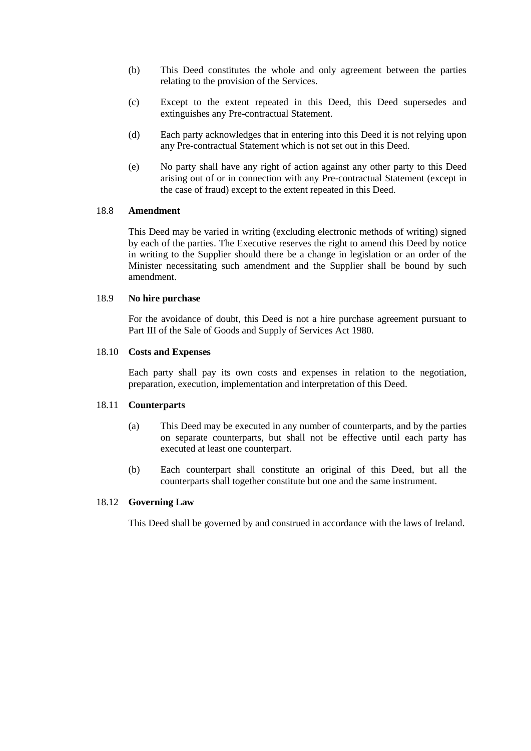(b) This Deed constitutes the whole and only agreement between the parties relating to the provision of the Services.

(c) Except to the extent repeated in this Deed, this Deed supersedes and extinguishes any Pre-contractual Statement.

(d) Each party acknowledges that in entering into this Deed it is not relying upon any Pre-contractual Statement which is not set out in this Deed.

(e) No party shall have any right of action against any other party to this Deed arising out of or in connection with any Pre-contractual Statement (except in the case of fraud) except to the extent repeated in this Deed.

18.8 **Amendment**

This Deed may be varied in writing (excluding electronic methods of writing) signed by each of the parties. The Executive reserves the right to amend this Deed by notice in writing to the Supplier should there be a change in legislation or an order of the Minister necessitating such amendment and the Supplier shall be bound by such amendment.

18.9 **No hire purchase**

For the avoidance of doubt, this Deed is not a hire purchase agreement pursuant to Part III of the Sale of Goods and Supply of Services Act 1980.

18.10 **Costs and Expenses**

Each party shall pay its own costs and expenses in relation to the negotiation, preparation, execution, implementation and interpretation of this Deed.

18.11 **Counterparts**

(a) This Deed may be executed in any number of counterparts, and by the parties on separate counterparts, but shall not be effective until each party has executed at least one counterpart.

(b) Each counterpart shall constitute an original of this Deed, but all the counterparts shall together constitute but one and the same instrument.

18.12 **Governing Law**

This Deed shall be governed by and construed in accordance with the laws of Ireland.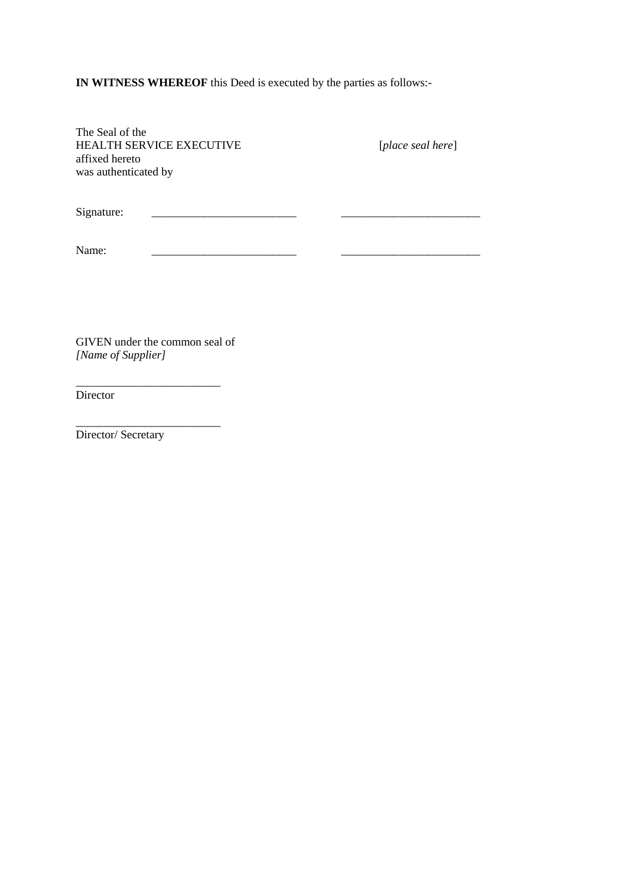**IN WITNESS WHEREOF** this Deed is executed by the parties as follows:-

The Seal of the
HEALTH SERVICE EXECUTIVE [*place seal here*]
affixed hereto
was authenticated by

Signature: _________________________ _________________________

Name: _________________________ _________________________

GIVEN under the common seal of
*[Name of Supplier]*

_________________________
Director

_________________________
Director/ Secretary